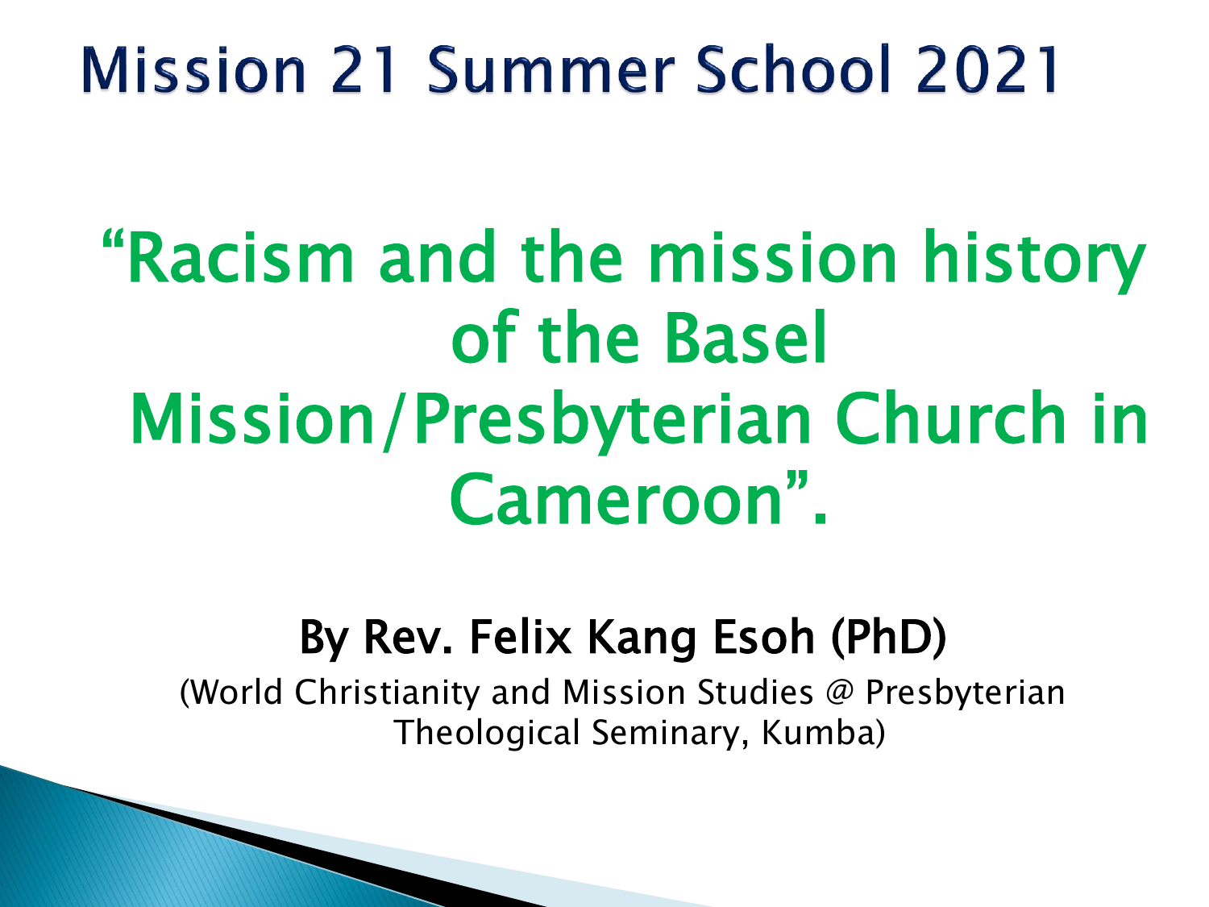# Mission 21 Summer School 2021

## “Racism and the mission history of the Basel Mission/Presbyterian Church in Cameroon”.

**By Rev. Felix Kang Esoh (PhD)**

(World Christianity and Mission Studies @ Presbyterian Theological Seminary, Kumba)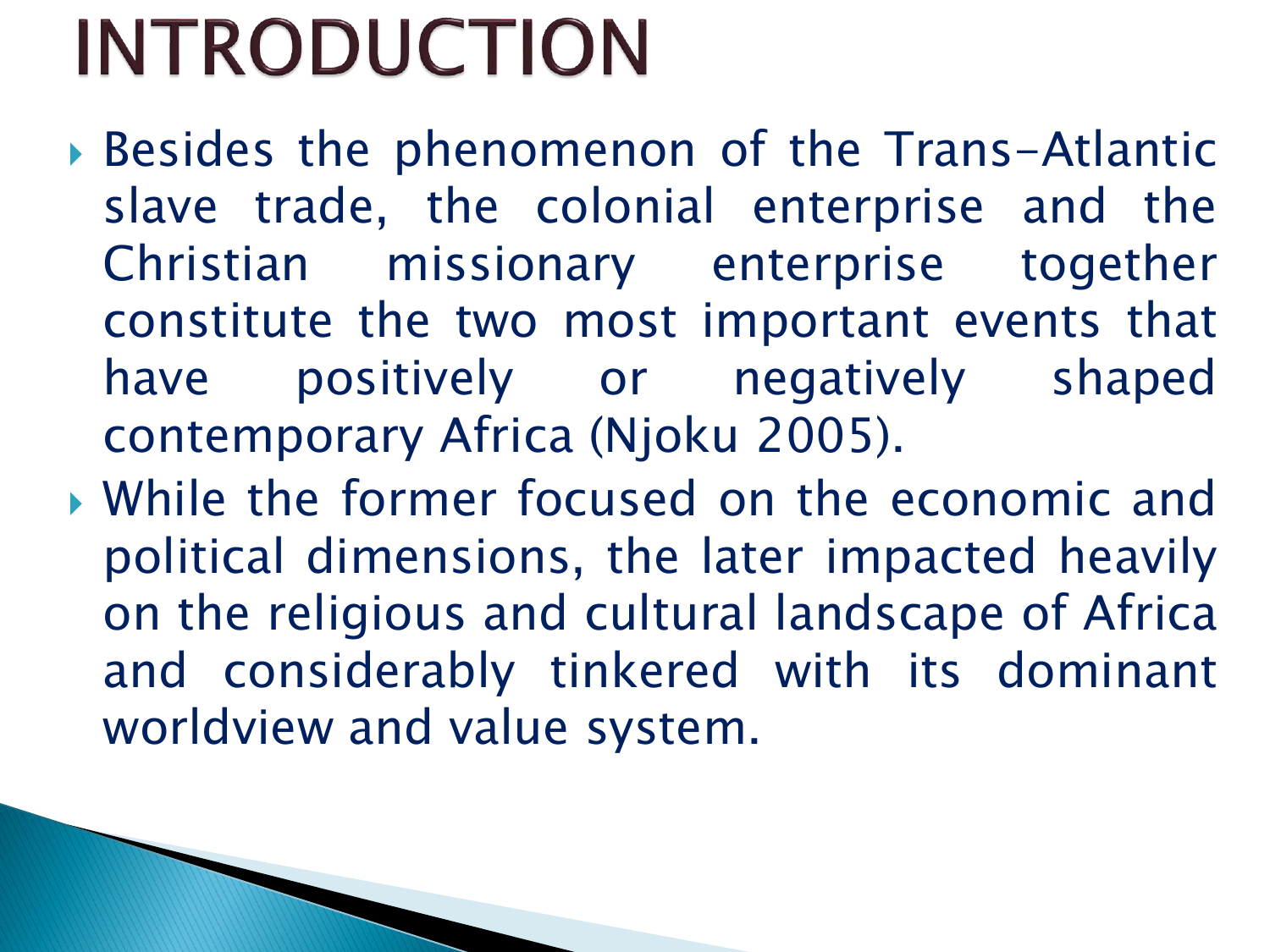# INTRODUCTION

- Besides the phenomenon of the Trans-Atlantic slave trade, the colonial enterprise and the Christian missionary enterprise together constitute the two most important events that have positively or negatively shaped contemporary Africa (Njoku 2005).
- While the former focused on the economic and political dimensions, the later impacted heavily on the religious and cultural landscape of Africa and considerably tinkered with its dominant worldview and value system.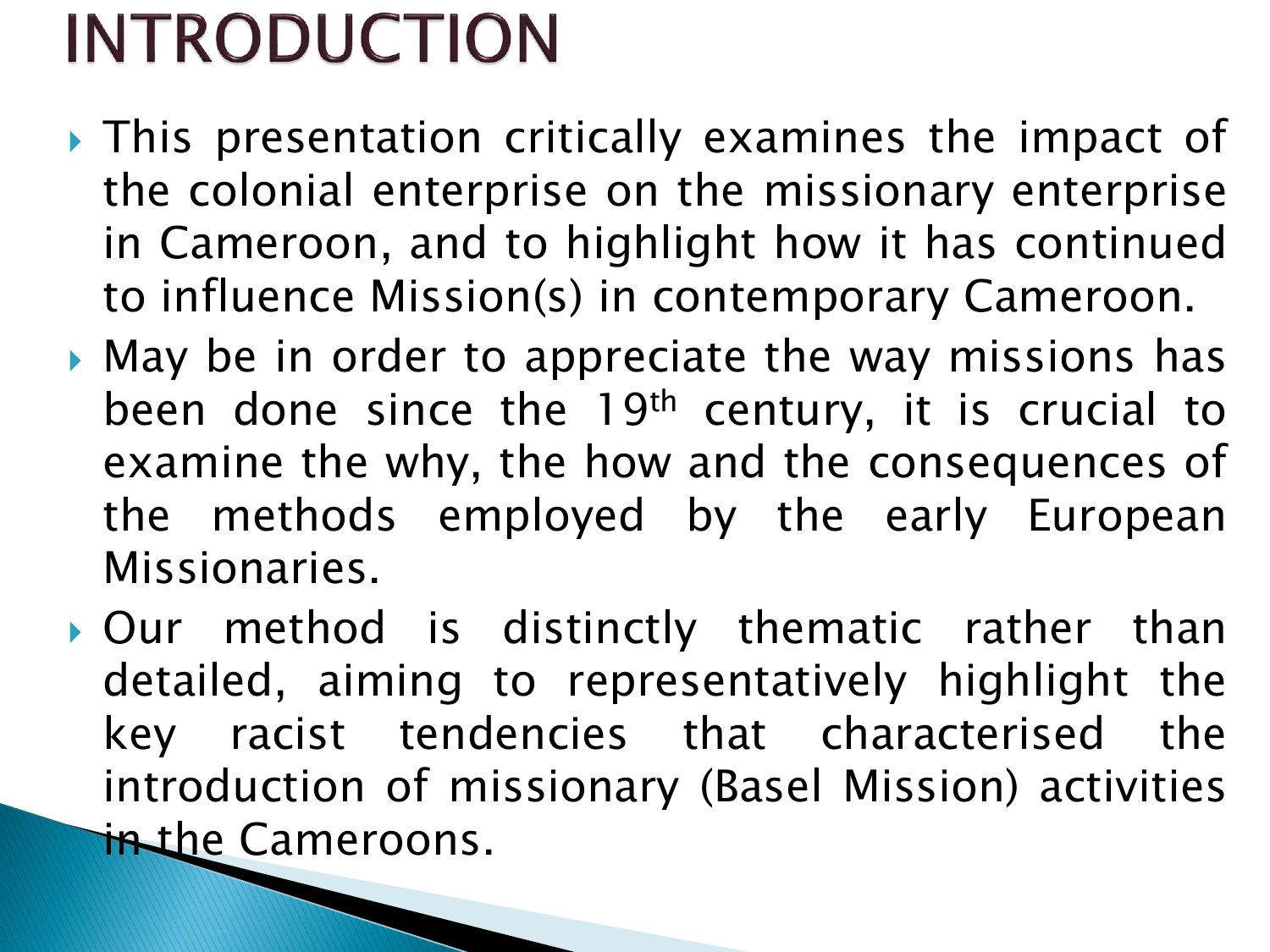# INTRODUCTION

- This presentation critically examines the impact of the colonial enterprise on the missionary enterprise in Cameroon, and to highlight how it has continued to influence Mission(s) in contemporary Cameroon.
- May be in order to appreciate the way missions has been done since the 19th century, it is crucial to examine the why, the how and the consequences of the methods employed by the early European Missionaries.
- Our method is distinctly thematic rather than detailed, aiming to representatively highlight the key racist tendencies that characterised the introduction of missionary (Basel Mission) activities in the Cameroons.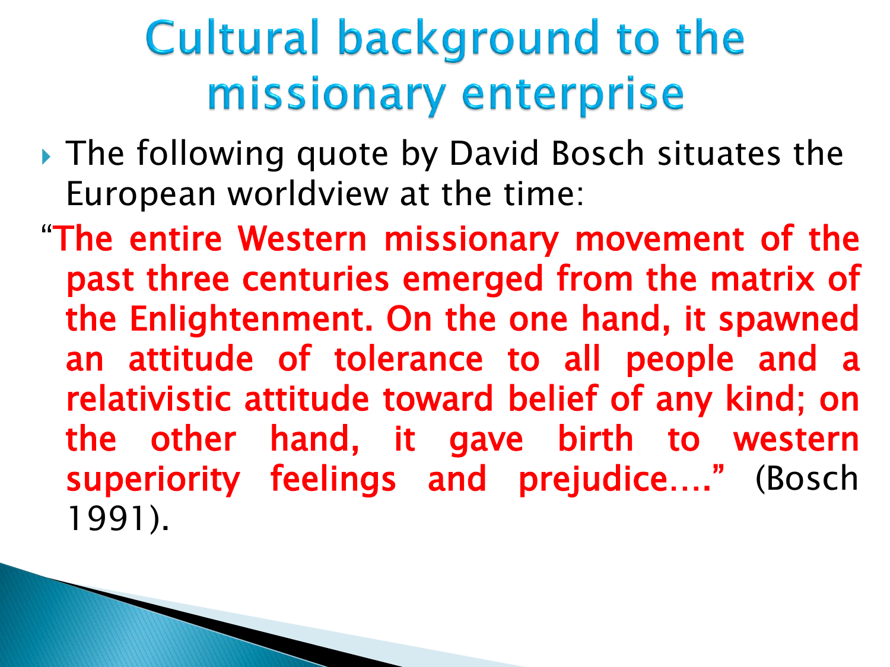# Cultural background to the missionary enterprise

- The following quote by David Bosch situates the European worldview at the time:

"**The entire Western missionary movement of the past three centuries emerged from the matrix of the Enlightenment. On the one hand, it spawned an attitude of tolerance to all people and a relativistic attitude toward belief of any kind; on the other hand, it gave birth to western superiority feelings and prejudice….**" (Bosch 1991).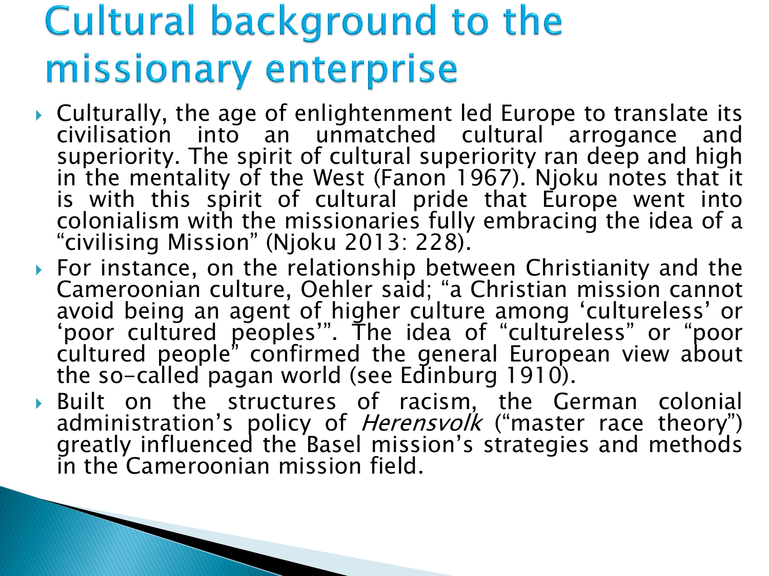# Cultural background to the missionary enterprise

- Culturally, the age of enlightenment led Europe to translate its civilisation into an unmatched cultural arrogance and superiority. The spirit of cultural superiority ran deep and high in the mentality of the West (Fanon 1967). Njoku notes that it is with this spirit of cultural pride that Europe went into colonialism with the missionaries fully embracing the idea of a "civilising Mission" (Njoku 2013: 228).
- For instance, on the relationship between Christianity and the Cameroonian culture, Oehler said; "a Christian mission cannot avoid being an agent of higher culture among 'cultureless' or 'poor cultured peoples'". The idea of "cultureless" or "poor cultured people" confirmed the general European view about the so-called pagan world (see Edinburg 1910).
- Built on the structures of racism, the German colonial administration's policy of *Herensvolk* ("master race theory") greatly influenced the Basel mission's strategies and methods in the Cameroonian mission field.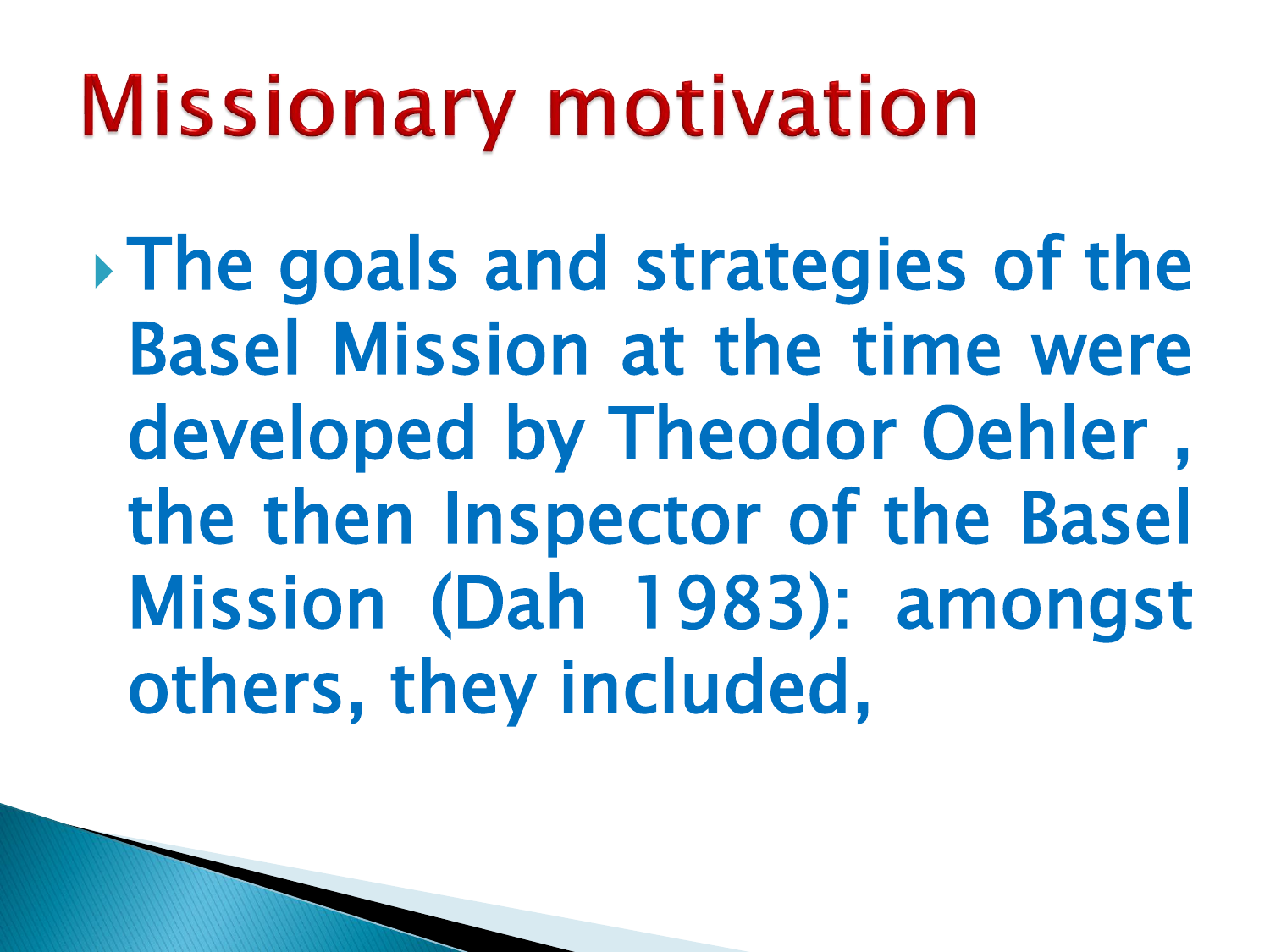# Missionary motivation

- The goals and strategies of the Basel Mission at the time were developed by Theodor Oehler , the then Inspector of the Basel Mission (Dah 1983): amongst others, they included,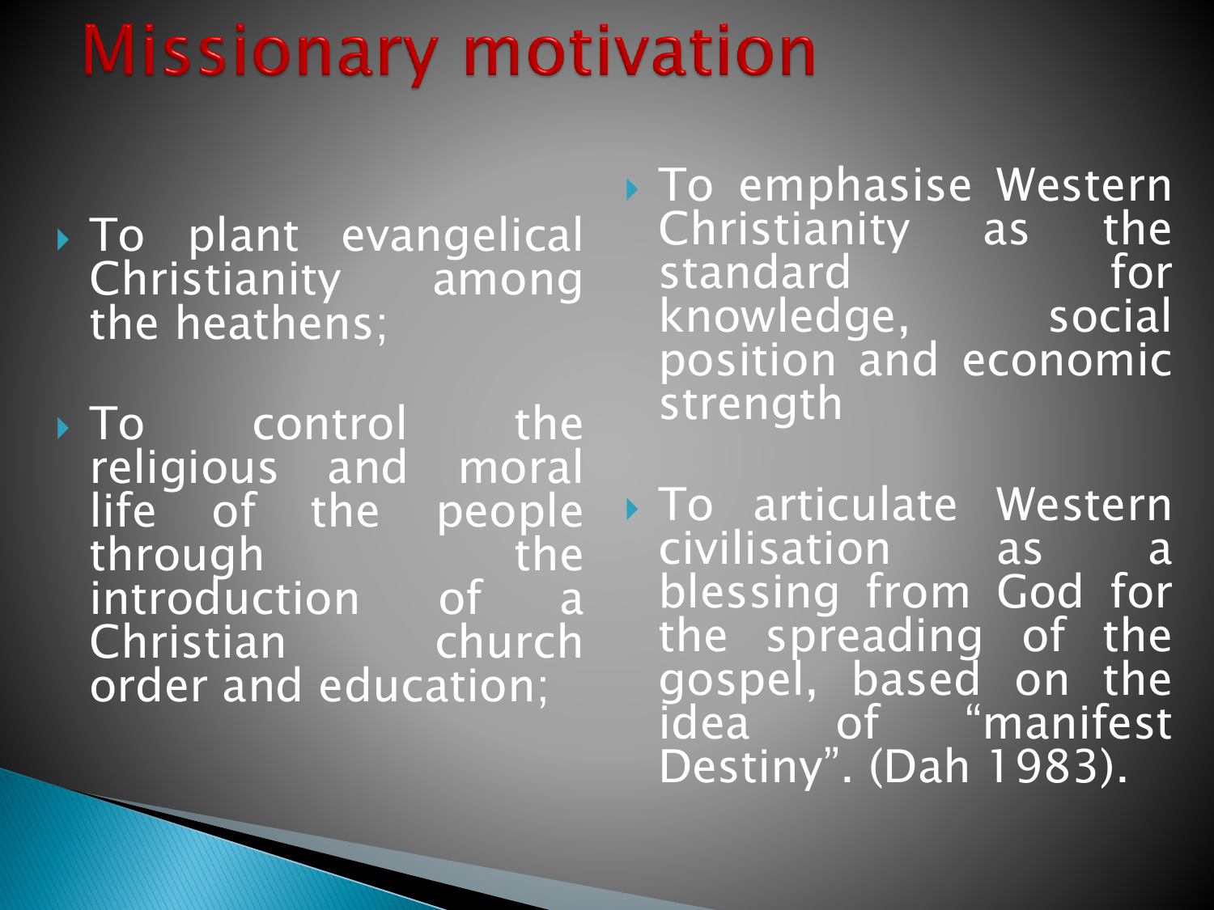# Missionary motivation

- To plant evangelical Christianity among the heathens;
- To control the religious and moral life of the people through the introduction of a Christian church order and education;
- To emphasise Western Christianity as the standard for knowledge, social position and economic strength
- To articulate Western civilisation as a blessing from God for the spreading of the gospel, based on the idea of "manifest Destiny". (Dah 1983).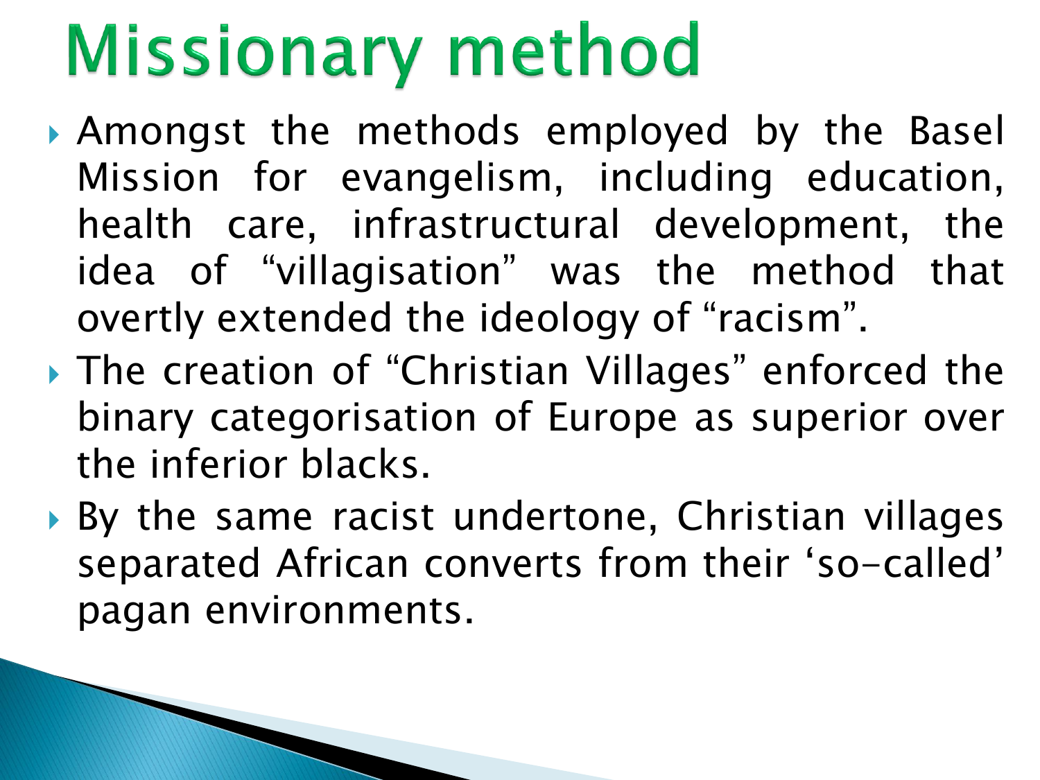# Missionary method

- Amongst the methods employed by the Basel Mission for evangelism, including education, health care, infrastructural development, the idea of "villagisation" was the method that overtly extended the ideology of "racism".
- The creation of "Christian Villages" enforced the binary categorisation of Europe as superior over the inferior blacks.
- By the same racist undertone, Christian villages separated African converts from their 'so-called' pagan environments.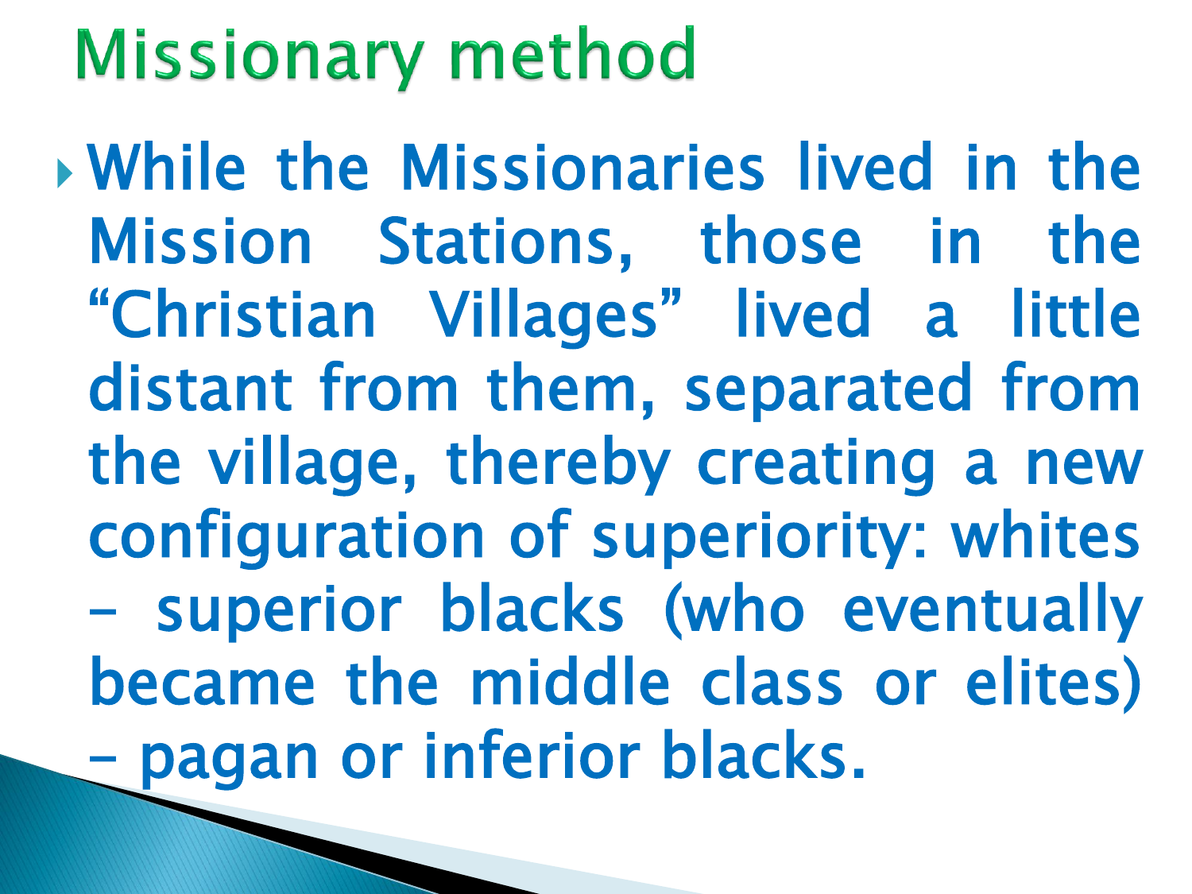# Missionary method

- While the Missionaries lived in the Mission Stations, those in the "Christian Villages" lived a little distant from them, separated from the village, thereby creating a new configuration of superiority: whites – superior blacks (who eventually became the middle class or elites) – pagan or inferior blacks.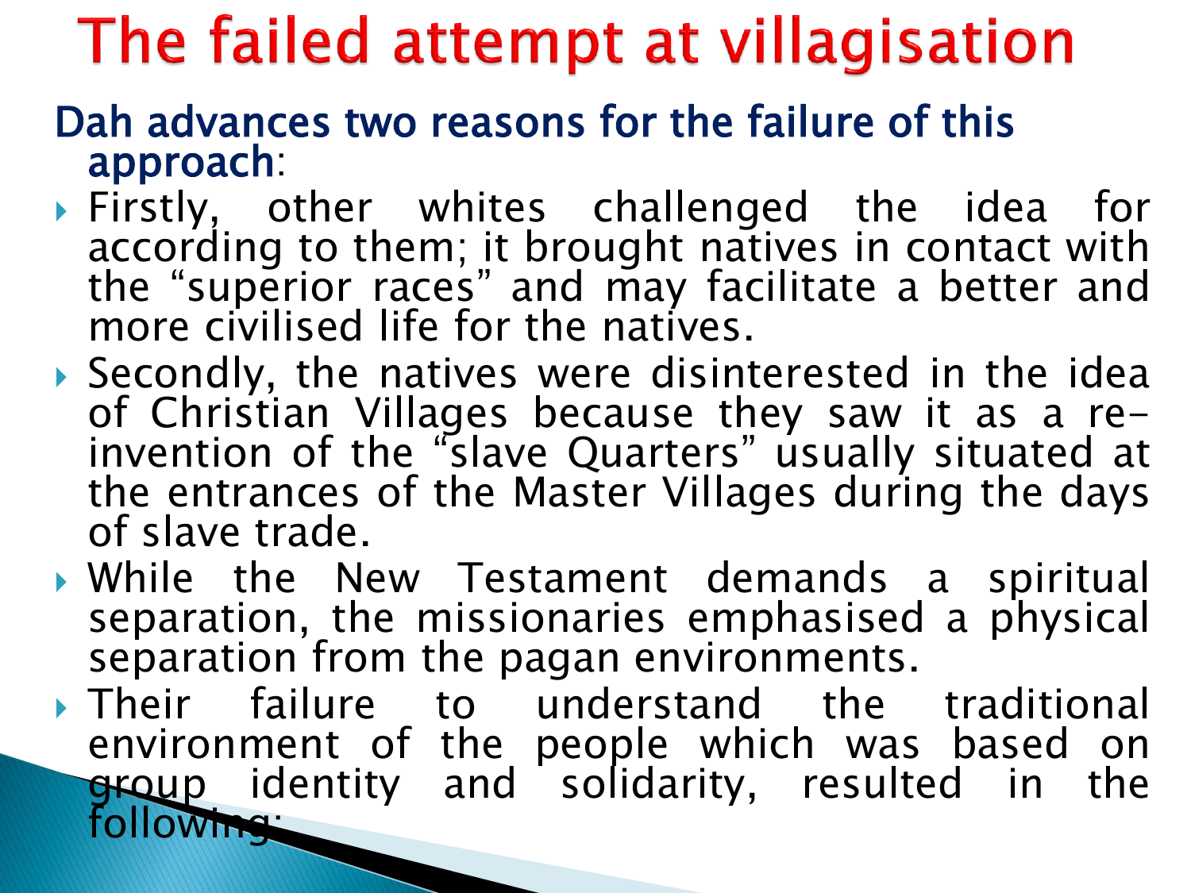# The failed attempt at villagisation

Dah advances two reasons for the failure of this approach:

- Firstly, other whites challenged the idea for according to them; it brought natives in contact with the "superior races" and may facilitate a better and more civilised life for the natives.
- Secondly, the natives were disinterested in the idea of Christian Villages because they saw it as a re-invention of the "slave Quarters" usually situated at the entrances of the Master Villages during the days of slave trade.
- While the New Testament demands a spiritual separation, the missionaries emphasised a physical separation from the pagan environments.
- Their failure to understand the traditional environment of the people which was based on group identity and solidarity, resulted in the following: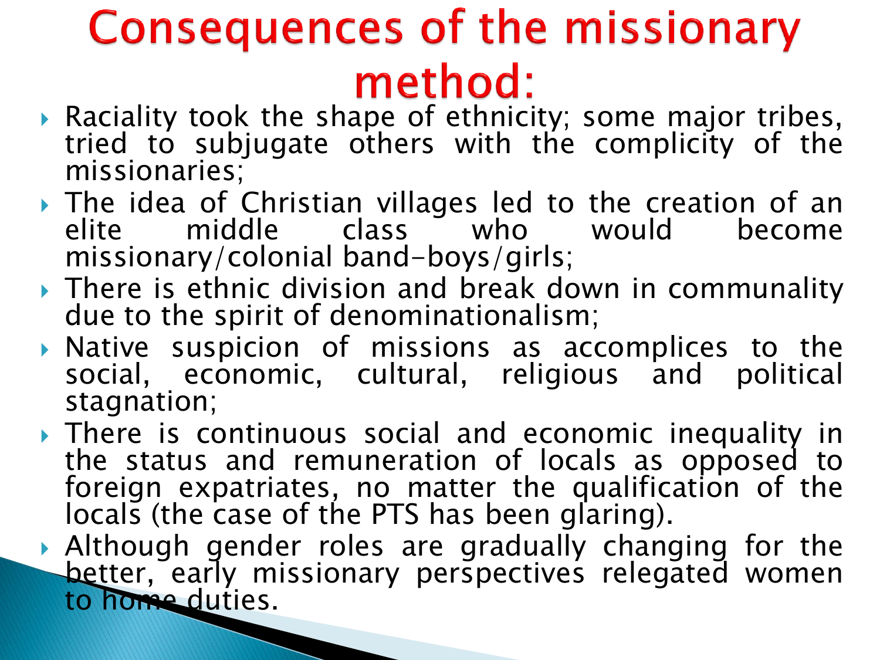# Consequences of the missionary method:

- Raciality took the shape of ethnicity; some major tribes, tried to subjugate others with the complicity of the missionaries;
- The idea of Christian villages led to the creation of an elite middle class who would become missionary/colonial band-boys/girls;
- There is ethnic division and break down in communality due to the spirit of denominationalism;
- Native suspicion of missions as accomplices to the social, economic, cultural, religious and political stagnation;
- There is continuous social and economic inequality in the status and remuneration of locals as opposed to foreign expatriates, no matter the qualification of the locals (the case of the PTS has been glaring).
- Although gender roles are gradually changing for the better, early missionary perspectives relegated women to home duties.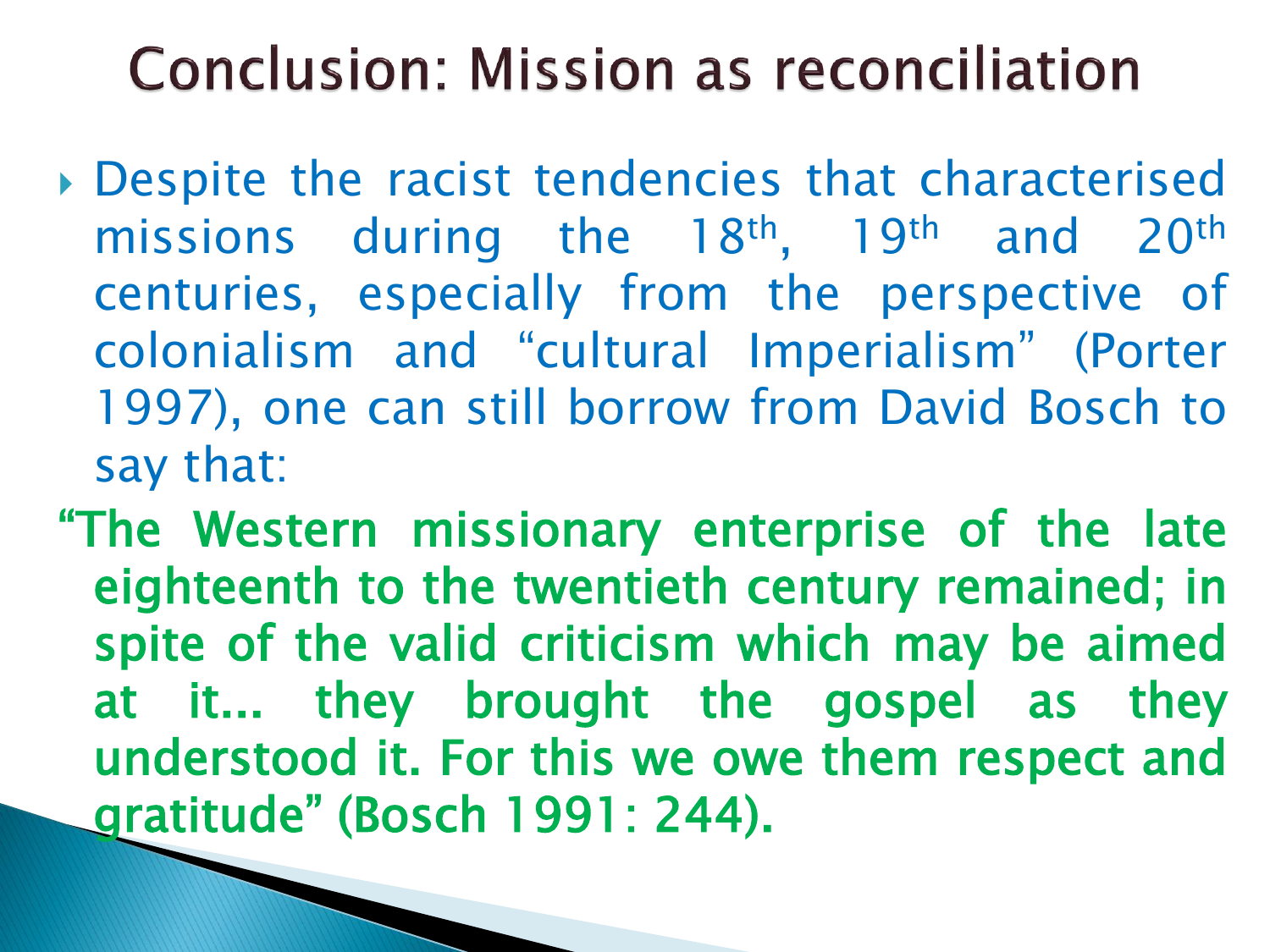# Conclusion: Mission as reconciliation

- Despite the racist tendencies that characterised missions during the 18th, 19th and 20th centuries, especially from the perspective of colonialism and "cultural Imperialism" (Porter 1997), one can still borrow from David Bosch to say that:

**"The Western missionary enterprise of the late eighteenth to the twentieth century remained; in spite of the valid criticism which may be aimed at it... they brought the gospel as they understood it. For this we owe them respect and gratitude" (Bosch 1991: 244).**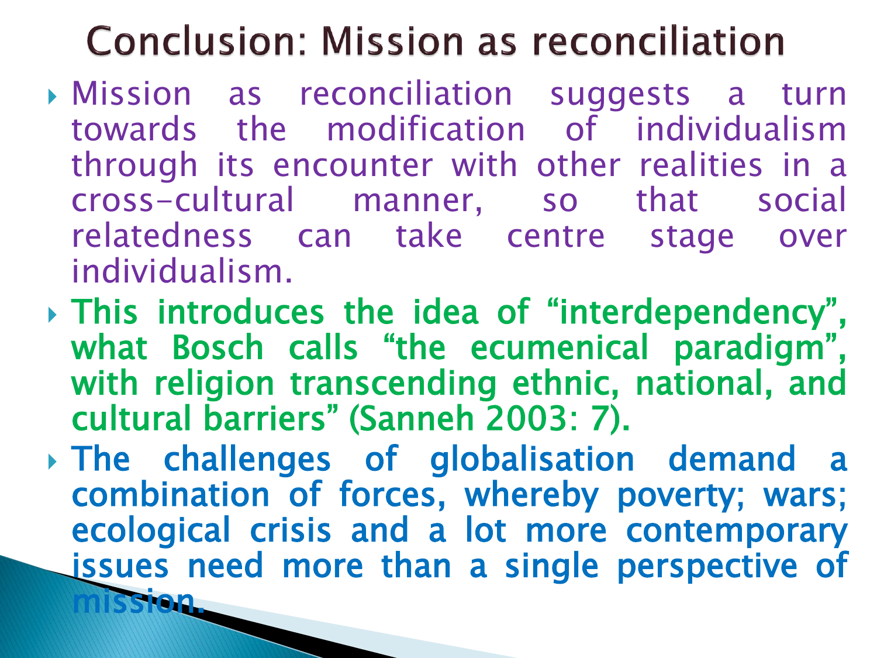# Conclusion: Mission as reconciliation

- Mission as reconciliation suggests a turn towards the modification of individualism through its encounter with other realities in a cross-cultural manner, so that social relatedness can take centre stage over individualism.
- This introduces the idea of "interdependency", what Bosch calls "the ecumenical paradigm", with religion transcending ethnic, national, and cultural barriers" (Sanneh 2003: 7).
- The challenges of globalisation demand a combination of forces, whereby poverty; wars; ecological crisis and a lot more contemporary issues need more than a single perspective of mission.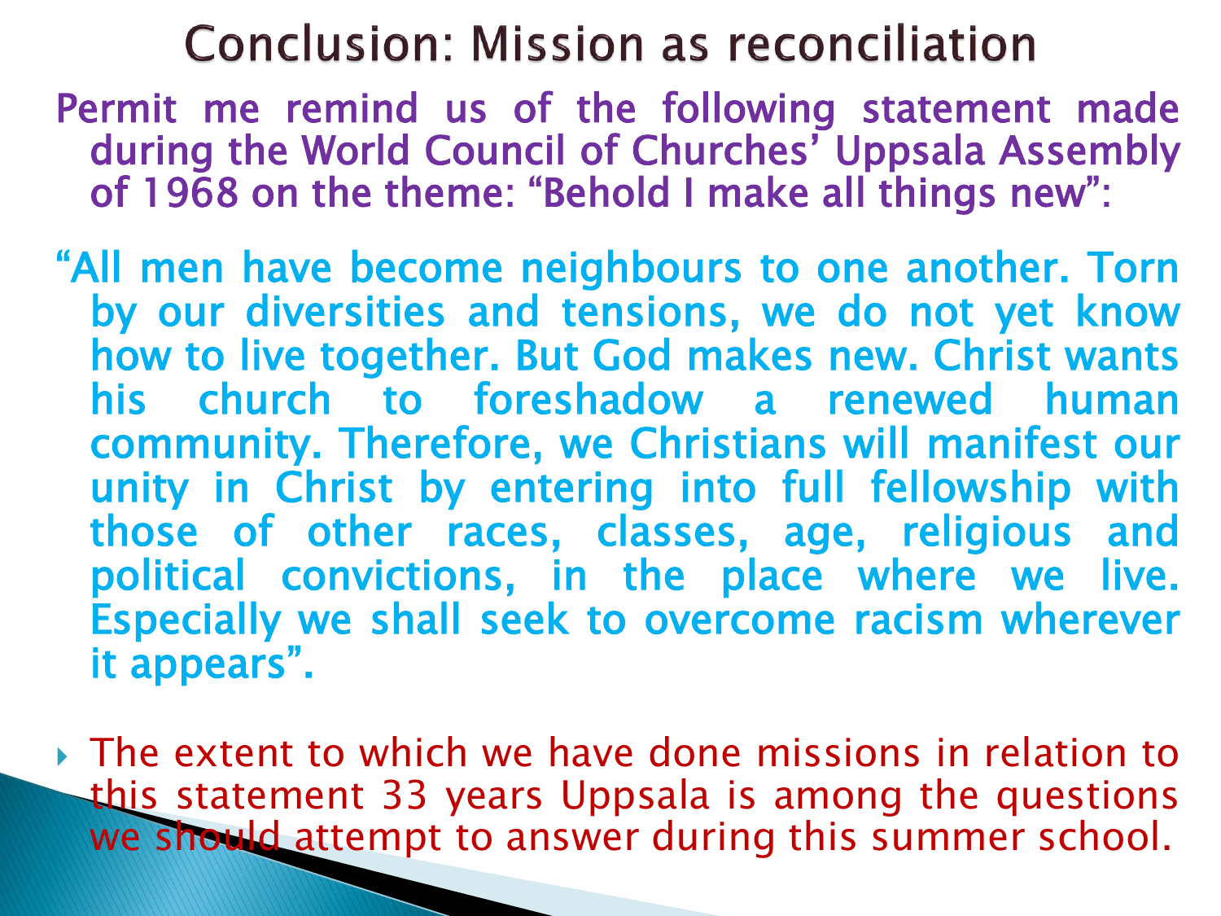# Conclusion: Mission as reconciliation

Permit me remind us of the following statement made during the World Council of Churches' Uppsala Assembly of 1968 on the theme: "Behold I make all things new":

"All men have become neighbours to one another. Torn by our diversities and tensions, we do not yet know how to live together. But God makes new. Christ wants his church to foreshadow a renewed human community. Therefore, we Christians will manifest our unity in Christ by entering into full fellowship with those of other races, classes, age, religious and political convictions, in the place where we live. Especially we shall seek to overcome racism wherever it appears".

- The extent to which we have done missions in relation to this statement 33 years Uppsala is among the questions we should attempt to answer during this summer school.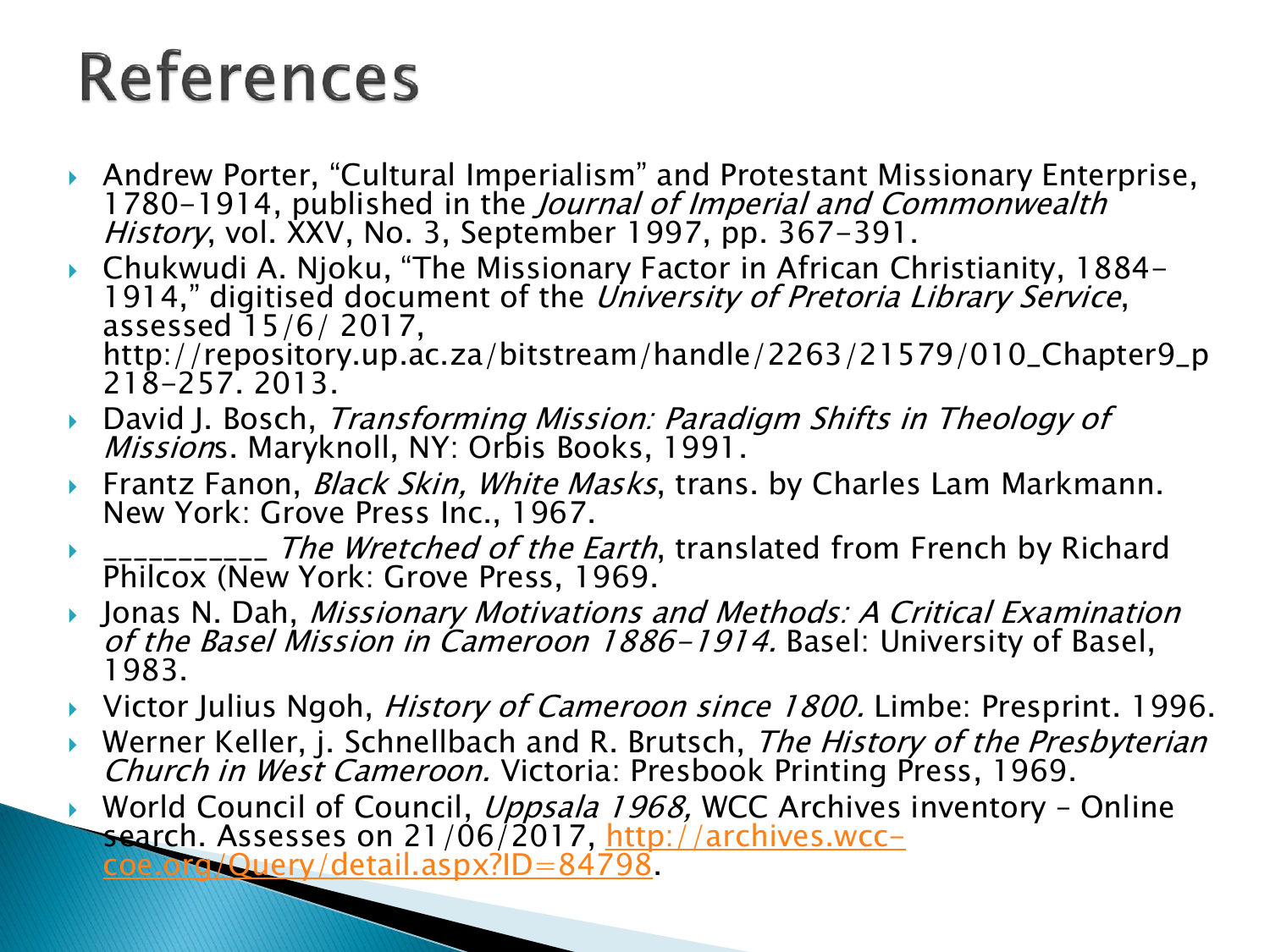# References

- Andrew Porter, "Cultural Imperialism" and Protestant Missionary Enterprise, 1780-1914, published in the *Journal of Imperial and Commonwealth History*, vol. XXV, No. 3, September 1997, pp. 367-391.
- Chukwudi A. Njoku, "The Missionary Factor in African Christianity, 1884-1914," digitised document of the *University of Pretoria Library Service*, assessed 15/6/ 2017, http://repository.up.ac.za/bitstream/handle/2263/21579/010_Chapter9_p 218-257. 2013.
- David J. Bosch, *Transforming Mission: Paradigm Shifts in Theology of Mission*s. Maryknoll, NY: Orbis Books, 1991.
- Frantz Fanon, *Black Skin, White Masks*, trans. by Charles Lam Markmann. New York: Grove Press Inc., 1967.
- ___________ *The Wretched of the Earth*, translated from French by Richard Philcox (New York: Grove Press, 1969.
- Jonas N. Dah, *Missionary Motivations and Methods: A Critical Examination of the Basel Mission in Cameroon 1886-1914.* Basel: University of Basel, 1983.
- Victor Julius Ngoh, *History of Cameroon since 1800.* Limbe: Presprint. 1996.
- Werner Keller, j. Schnellbach and R. Brutsch, *The History of the Presbyterian Church in West Cameroon.* Victoria: Presbook Printing Press, 1969.
- World Council of Council, *Uppsala 1968,* WCC Archives inventory – Online search. Assesses on 21/06/2017, http://archives.wcc-coe.org/Query/detail.aspx?ID=84798.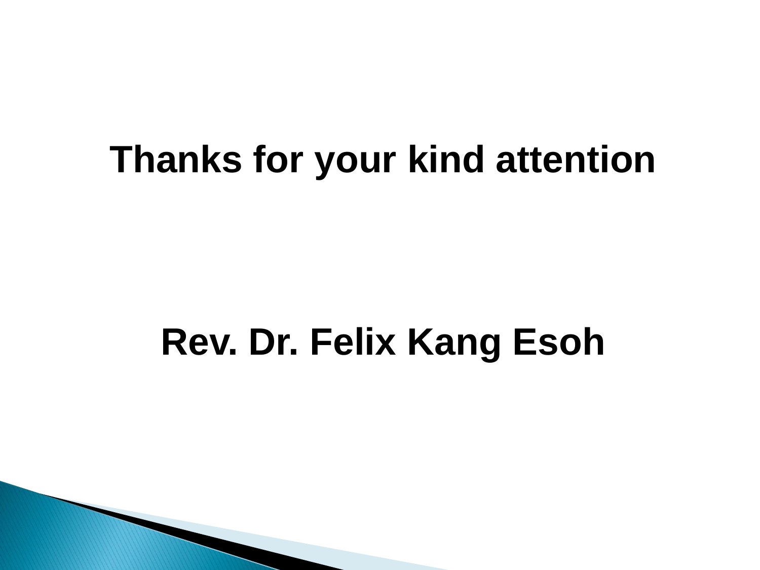**Thanks for your kind attention**

**Rev. Dr. Felix Kang Esoh**